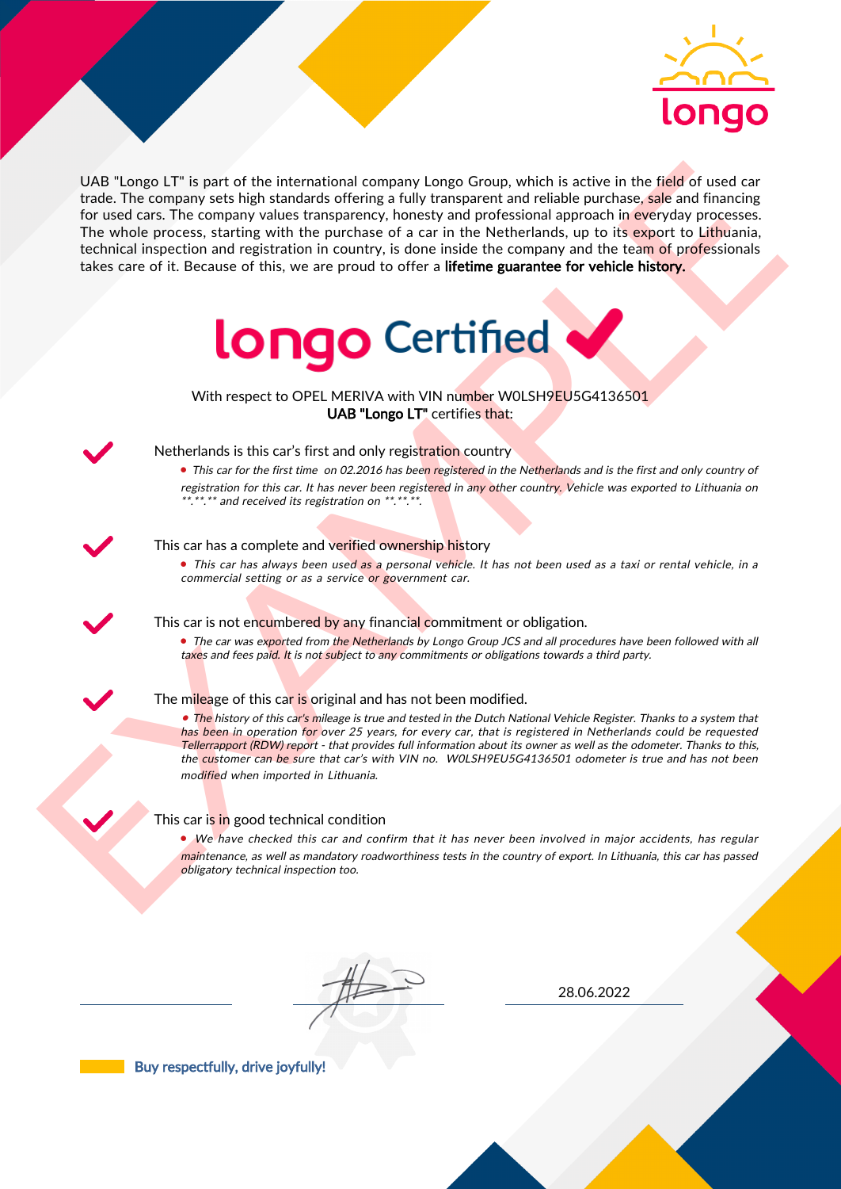UAB "Longo LT" is part of the international company Longo Group, which is active in the field of used car trade. The company sets high standards offering a fully transparent and reliable purchase, sale and financing for used cars. The company values transparency, honesty and professional approach in everyday processes. The whole process, starting with the purchase of a car in the Netherlands, up to its export to Lithuania, technical inspection and registration in country, is done inside the company and the team of professionals takes care of it. Because of this, we are proud to offer a **lifetime guarantee for vehicle history.**

# longo Certified ✔

With respect to OPEL MERIVA with VIN number W0LSH9EU5G4136501
**UAB "Longo LT"** certifies that:

## Netherlands is this car's first and only registration country

- *This car for the first time on 02.2016 has been registered in the Netherlands and is the first and only country of registration for this car. It has never been registered in any other country. Vehicle was exported to Lithuania on **.**.** and received its registration on **.**.**.*

## This car has a complete and verified ownership history

- *This car has always been used as a personal vehicle. It has not been used as a taxi or rental vehicle, in a commercial setting or as a service or government car.*

## This car is not encumbered by any financial commitment or obligation.

- *The car was exported from the Netherlands by Longo Group JCS and all procedures have been followed with all taxes and fees paid. It is not subject to any commitments or obligations towards a third party.*

## The mileage of this car is original and has not been modified.

- *The history of this car's mileage is true and tested in the Dutch National Vehicle Register. Thanks to a system that has been in operation for over 25 years, for every car, that is registered in Netherlands could be requested Tellerrapport (RDW) report - that provides full information about its owner as well as the odometer. Thanks to this, the customer can be sure that car's with VIN no. W0LSH9EU5G4136501 odometer is true and has not been modified when imported in Lithuania.*

## This car is in good technical condition

- *We have checked this car and confirm that it has never been involved in major accidents, has regular maintenance, as well as mandatory roadworthiness tests in the country of export. In Lithuania, this car has passed obligatory technical inspection too.*

28.06.2022

Buy respectfully, drive joyfully!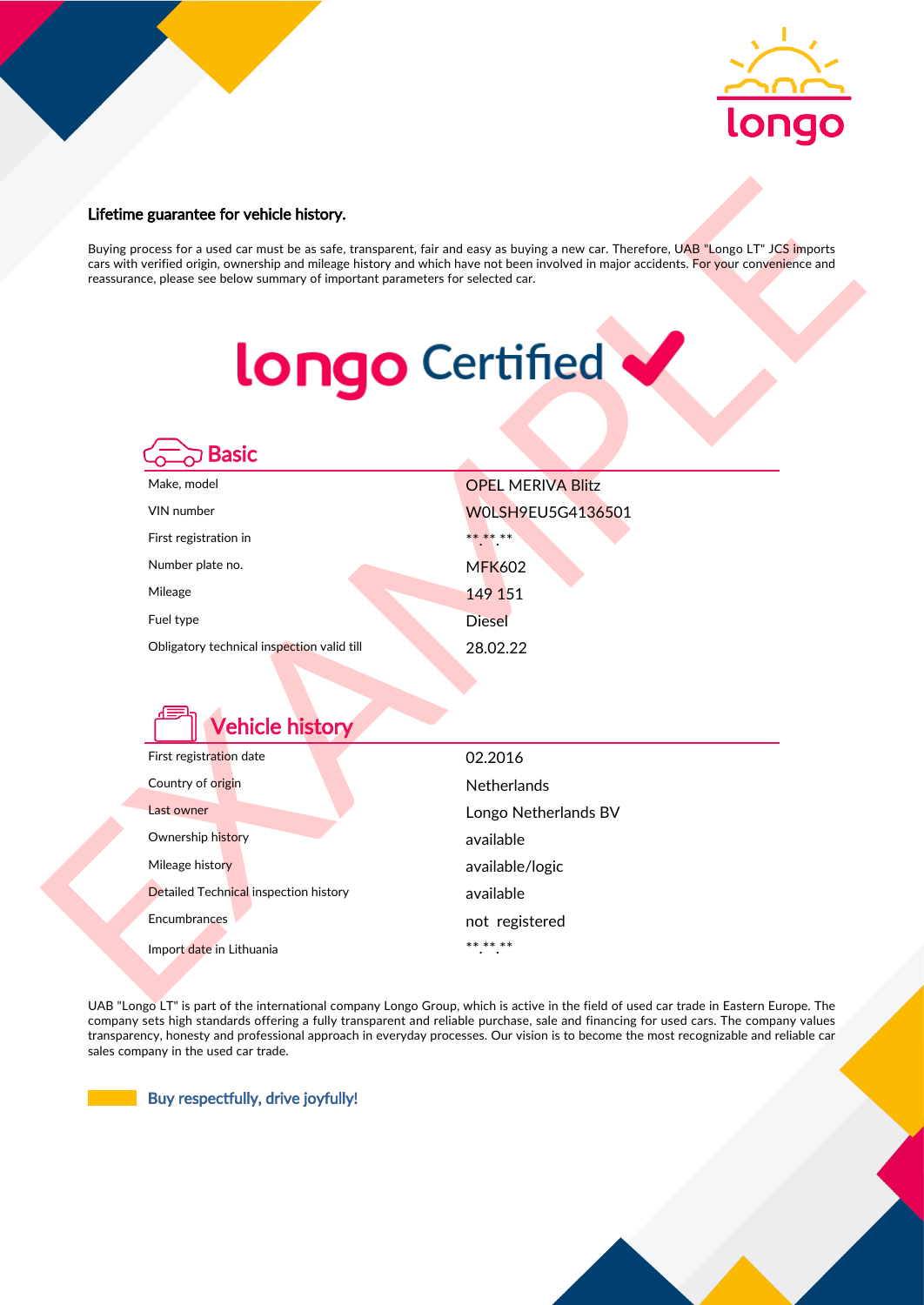longo

## Lifetime guarantee for vehicle history.

Buying process for a used car must be as safe, transparent, fair and easy as buying a new car. Therefore, UAB "Longo LT" JCS imports cars with verified origin, ownership and mileage history and which have not been involved in major accidents. For your convenience and reassurance, please see below summary of important parameters for selected car.

# longo Certified

EXAMPLE

## Basic

| | |
|---|---|
| Make, model | OPEL MERIVA Blitz |
| VIN number | W0LSH9EU5G4136501 |
| First registration in | **.**.** |
| Number plate no. | MFK602 |
| Mileage | 149 151 |
| Fuel type | Diesel |
| Obligatory technical inspection valid till | 28.02.22 |

## Vehicle history

| | |
|---|---|
| First registration date | 02.2016 |
| Country of origin | Netherlands |
| Last owner | Longo Netherlands BV |
| Ownership history | available |
| Mileage history | available/logic |
| Detailed Technical inspection history | available |
| Encumbrances | not registered |
| Import date in Lithuania | **.**.** |

UAB "Longo LT" is part of the international company Longo Group, which is active in the field of used car trade in Eastern Europe. The company sets high standards offering a fully transparent and reliable purchase, sale and financing for used cars. The company values transparency, honesty and professional approach in everyday processes. Our vision is to become the most recognizable and reliable car sales company in the used car trade.

**Buy respectfully, drive joyfully!**